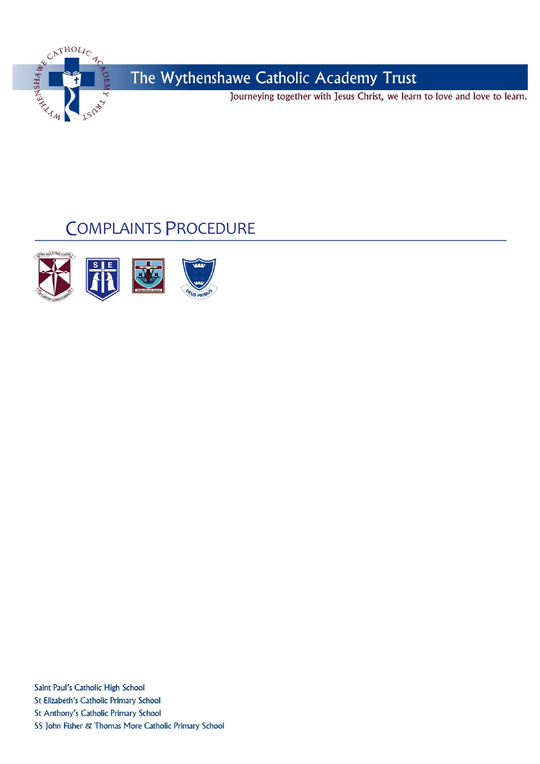# The Wythenshawe Catholic Academy Trust

Journeying together with Jesus Christ, we learn to love and love to learn.

## COMPLAINTS PROCEDURE

Saint Paul's Catholic High School
St Elizabeth's Catholic Primary School
St Anthony's Catholic Primary School
SS John Fisher & Thomas More Catholic Primary School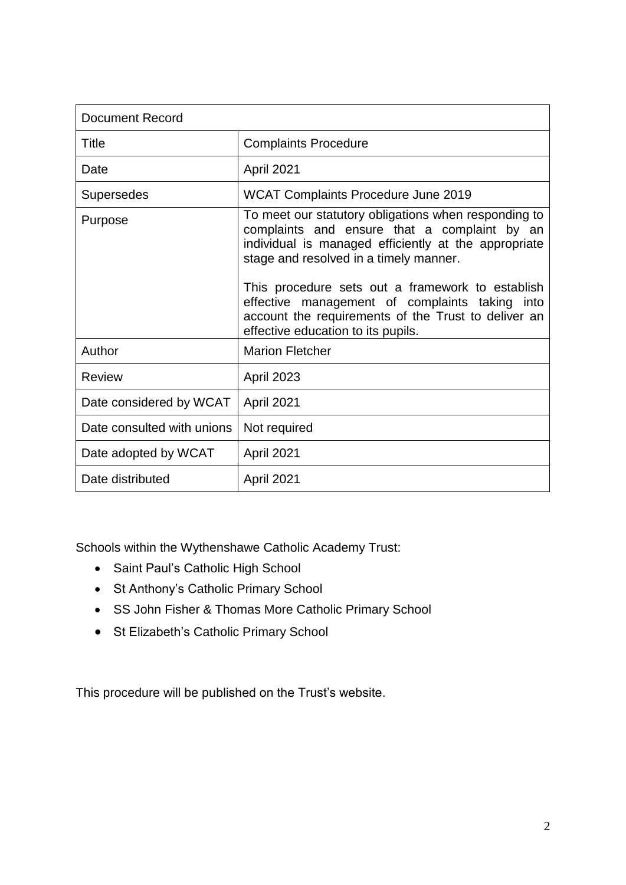| Document Record | |
|---|---|
| Title | Complaints Procedure |
| Date | April 2021 |
| Supersedes | WCAT Complaints Procedure June 2019 |
| Purpose | To meet our statutory obligations when responding to complaints and ensure that a complaint by an individual is managed efficiently at the appropriate stage and resolved in a timely manner.<br><br>This procedure sets out a framework to establish effective management of complaints taking into account the requirements of the Trust to deliver an effective education to its pupils. |
| Author | Marion Fletcher |
| Review | April 2023 |
| Date considered by WCAT | April 2021 |
| Date consulted with unions | Not required |
| Date adopted by WCAT | April 2021 |
| Date distributed | April 2021 |

Schools within the Wythenshawe Catholic Academy Trust:

- Saint Paul's Catholic High School
- St Anthony's Catholic Primary School
- SS John Fisher & Thomas More Catholic Primary School
- St Elizabeth's Catholic Primary School

This procedure will be published on the Trust's website.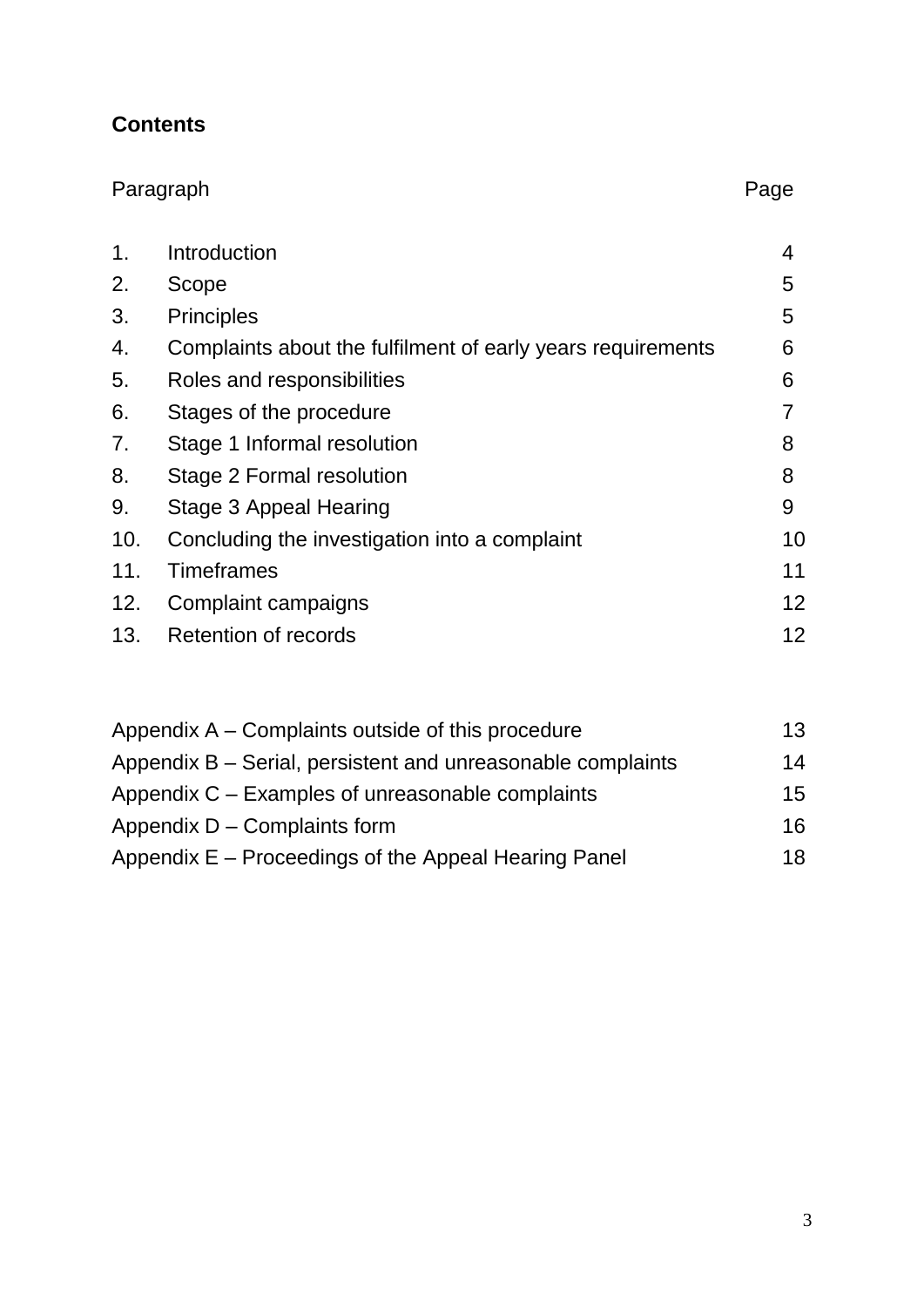**Contents**

| Paragraph | | Page |
|---|---|---|
| 1. | Introduction | 4 |
| 2. | Scope | 5 |
| 3. | Principles | 5 |
| 4. | Complaints about the fulfilment of early years requirements | 6 |
| 5. | Roles and responsibilities | 6 |
| 6. | Stages of the procedure | 7 |
| 7. | Stage 1 Informal resolution | 8 |
| 8. | Stage 2 Formal resolution | 8 |
| 9. | Stage 3 Appeal Hearing | 9 |
| 10. | Concluding the investigation into a complaint | 10 |
| 11. | Timeframes | 11 |
| 12. | Complaint campaigns | 12 |
| 13. | Retention of records | 12 |

| | |
|---|---|
| Appendix A – Complaints outside of this procedure | 13 |
| Appendix B – Serial, persistent and unreasonable complaints | 14 |
| Appendix C – Examples of unreasonable complaints | 15 |
| Appendix D – Complaints form | 16 |
| Appendix E – Proceedings of the Appeal Hearing Panel | 18 |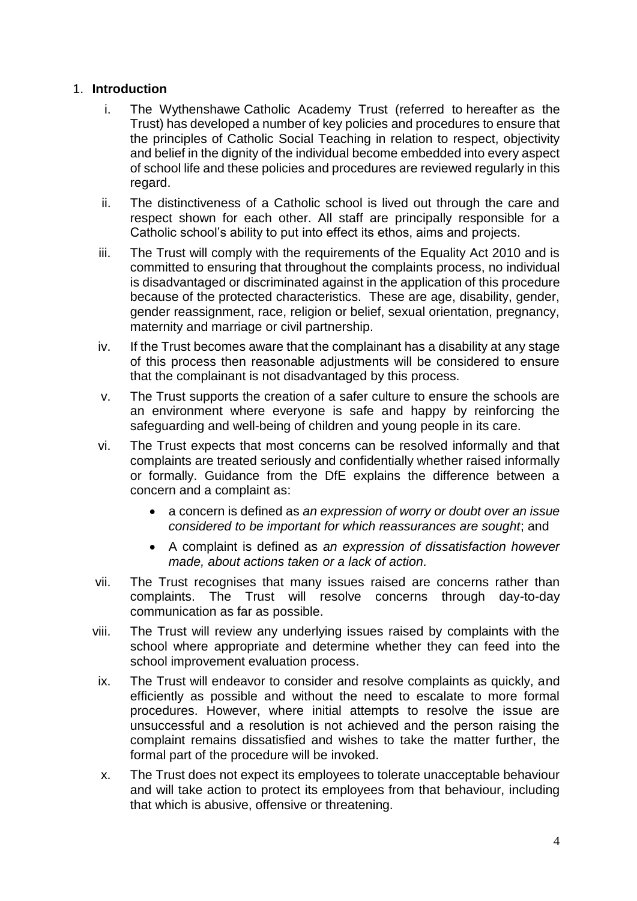## 1. **Introduction**

i. The Wythenshawe Catholic Academy Trust (referred to hereafter as the Trust) has developed a number of key policies and procedures to ensure that the principles of Catholic Social Teaching in relation to respect, objectivity and belief in the dignity of the individual become embedded into every aspect of school life and these policies and procedures are reviewed regularly in this regard.

ii. The distinctiveness of a Catholic school is lived out through the care and respect shown for each other. All staff are principally responsible for a Catholic school's ability to put into effect its ethos, aims and projects.

iii. The Trust will comply with the requirements of the Equality Act 2010 and is committed to ensuring that throughout the complaints process, no individual is disadvantaged or discriminated against in the application of this procedure because of the protected characteristics. These are age, disability, gender, gender reassignment, race, religion or belief, sexual orientation, pregnancy, maternity and marriage or civil partnership.

iv. If the Trust becomes aware that the complainant has a disability at any stage of this process then reasonable adjustments will be considered to ensure that the complainant is not disadvantaged by this process.

v. The Trust supports the creation of a safer culture to ensure the schools are an environment where everyone is safe and happy by reinforcing the safeguarding and well-being of children and young people in its care.

vi. The Trust expects that most concerns can be resolved informally and that complaints are treated seriously and confidentially whether raised informally or formally. Guidance from the DfE explains the difference between a concern and a complaint as:

- a concern is defined as *an expression of worry or doubt over an issue considered to be important for which reassurances are sought*; and
- A complaint is defined as *an expression of dissatisfaction however made, about actions taken or a lack of action.*

vii. The Trust recognises that many issues raised are concerns rather than complaints. The Trust will resolve concerns through day-to-day communication as far as possible.

viii. The Trust will review any underlying issues raised by complaints with the school where appropriate and determine whether they can feed into the school improvement evaluation process.

ix. The Trust will endeavor to consider and resolve complaints as quickly, and efficiently as possible and without the need to escalate to more formal procedures. However, where initial attempts to resolve the issue are unsuccessful and a resolution is not achieved and the person raising the complaint remains dissatisfied and wishes to take the matter further, the formal part of the procedure will be invoked.

x. The Trust does not expect its employees to tolerate unacceptable behaviour and will take action to protect its employees from that behaviour, including that which is abusive, offensive or threatening.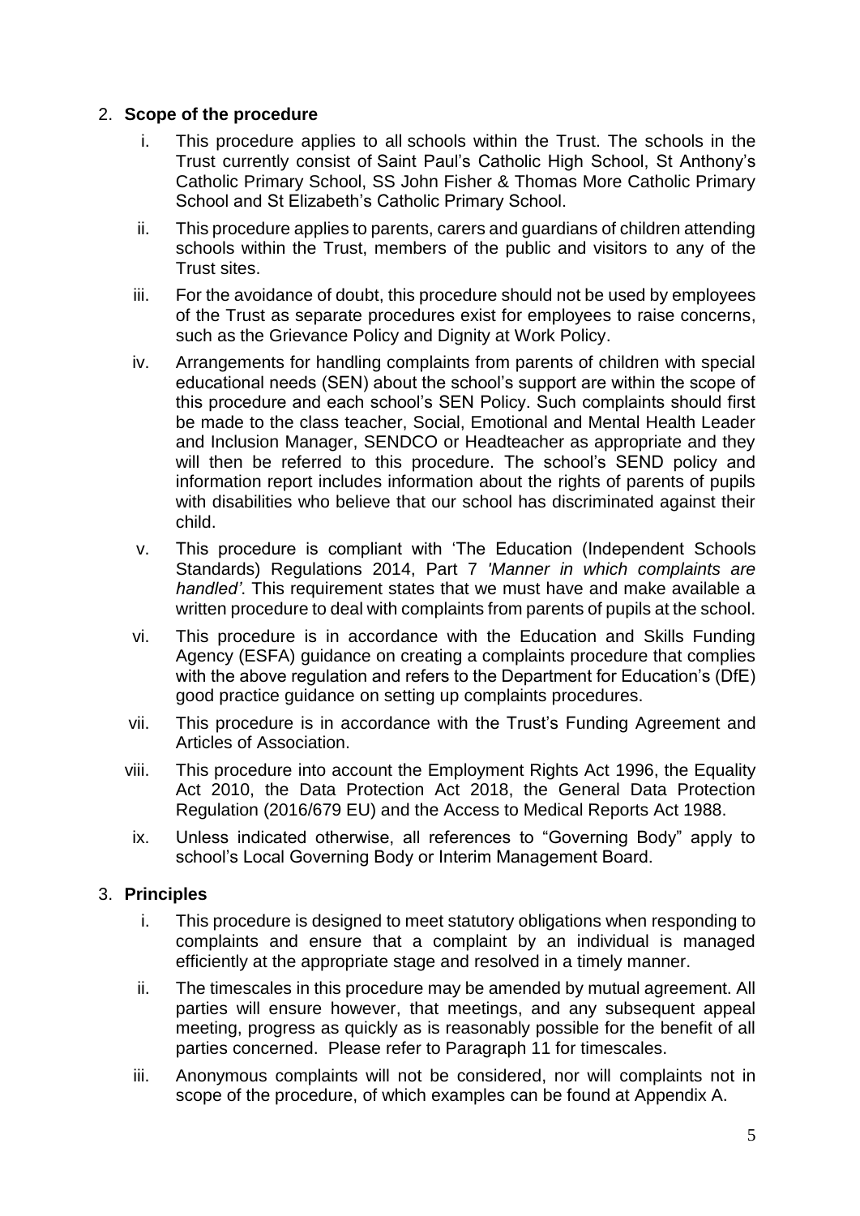2. **Scope of the procedure**

    i. This procedure applies to all schools within the Trust. The schools in the Trust currently consist of Saint Paul's Catholic High School, St Anthony's Catholic Primary School, SS John Fisher & Thomas More Catholic Primary School and St Elizabeth's Catholic Primary School.

    ii. This procedure applies to parents, carers and guardians of children attending schools within the Trust, members of the public and visitors to any of the Trust sites.

    iii. For the avoidance of doubt, this procedure should not be used by employees of the Trust as separate procedures exist for employees to raise concerns, such as the Grievance Policy and Dignity at Work Policy.

    iv. Arrangements for handling complaints from parents of children with special educational needs (SEN) about the school's support are within the scope of this procedure and each school's SEN Policy. Such complaints should first be made to the class teacher, Social, Emotional and Mental Health Leader and Inclusion Manager, SENDCO or Headteacher as appropriate and they will then be referred to this procedure. The school's SEND policy and information report includes information about the rights of parents of pupils with disabilities who believe that our school has discriminated against their child.

    v. This procedure is compliant with 'The Education (Independent Schools Standards) Regulations 2014, Part 7 *'Manner in which complaints are handled'*. This requirement states that we must have and make available a written procedure to deal with complaints from parents of pupils at the school.

    vi. This procedure is in accordance with the Education and Skills Funding Agency (ESFA) guidance on creating a complaints procedure that complies with the above regulation and refers to the Department for Education's (DfE) good practice guidance on setting up complaints procedures.

    vii. This procedure is in accordance with the Trust's Funding Agreement and Articles of Association.

    viii. This procedure into account the Employment Rights Act 1996, the Equality Act 2010, the Data Protection Act 2018, the General Data Protection Regulation (2016/679 EU) and the Access to Medical Reports Act 1988.

    ix. Unless indicated otherwise, all references to "Governing Body" apply to school's Local Governing Body or Interim Management Board.

3. **Principles**

    i. This procedure is designed to meet statutory obligations when responding to complaints and ensure that a complaint by an individual is managed efficiently at the appropriate stage and resolved in a timely manner.

    ii. The timescales in this procedure may be amended by mutual agreement. All parties will ensure however, that meetings, and any subsequent appeal meeting, progress as quickly as is reasonably possible for the benefit of all parties concerned. Please refer to Paragraph 11 for timescales.

    iii. Anonymous complaints will not be considered, nor will complaints not in scope of the procedure, of which examples can be found at Appendix A.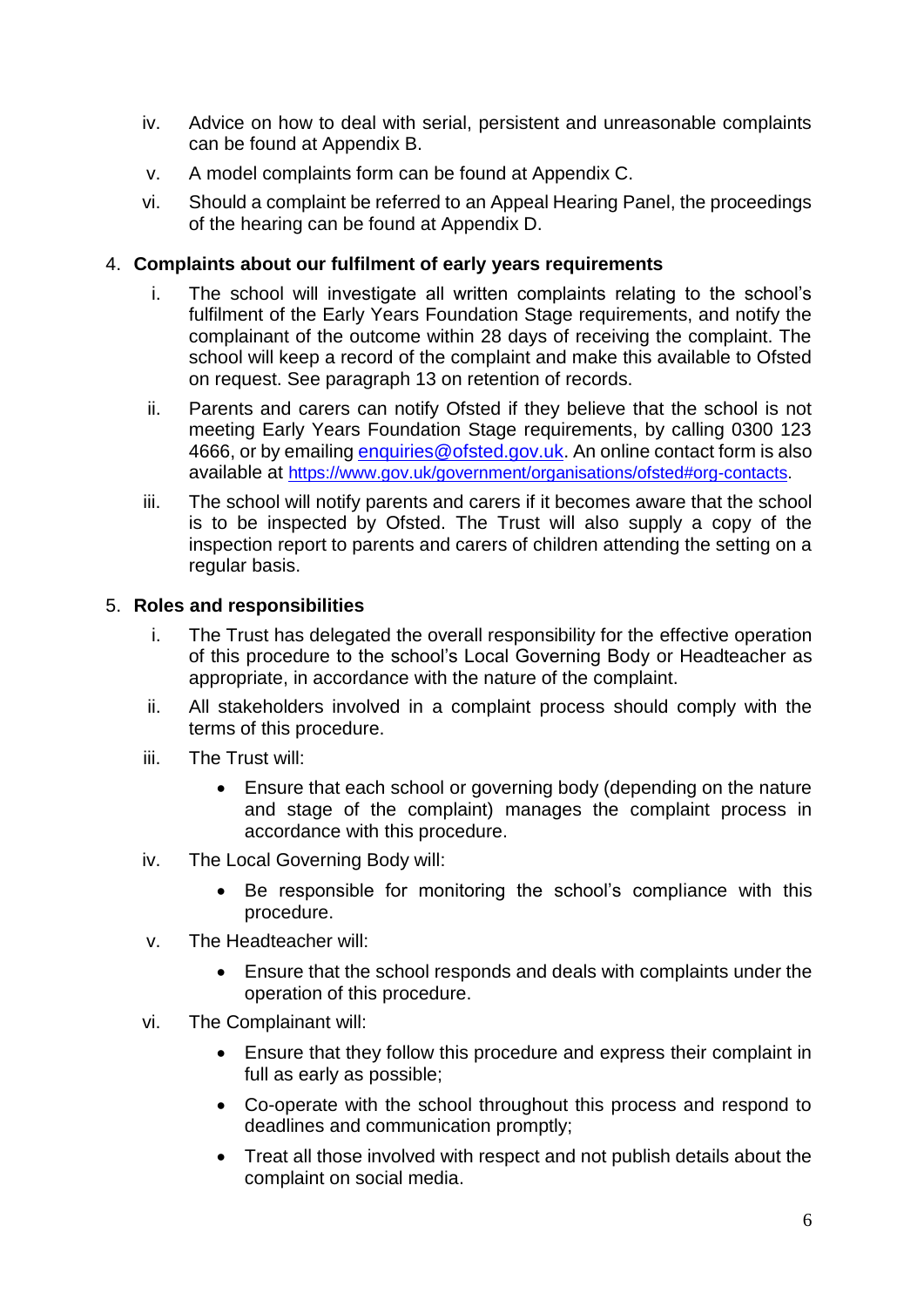iv. Advice on how to deal with serial, persistent and unreasonable complaints can be found at Appendix B.

v. A model complaints form can be found at Appendix C.

vi. Should a complaint be referred to an Appeal Hearing Panel, the proceedings of the hearing can be found at Appendix D.

## 4. Complaints about our fulfilment of early years requirements

i. The school will investigate all written complaints relating to the school's fulfilment of the Early Years Foundation Stage requirements, and notify the complainant of the outcome within 28 days of receiving the complaint. The school will keep a record of the complaint and make this available to Ofsted on request. See paragraph 13 on retention of records.

ii. Parents and carers can notify Ofsted if they believe that the school is not meeting Early Years Foundation Stage requirements, by calling 0300 123 4666, or by emailing [enquiries@ofsted.gov.uk](mailto:enquiries@ofsted.gov.uk). An online contact form is also available at [https://www.gov.uk/government/organisations/ofsted#org-contacts](https://www.gov.uk/government/organisations/ofsted#org-contacts).

iii. The school will notify parents and carers if it becomes aware that the school is to be inspected by Ofsted. The Trust will also supply a copy of the inspection report to parents and carers of children attending the setting on a regular basis.

## 5. Roles and responsibilities

i. The Trust has delegated the overall responsibility for the effective operation of this procedure to the school's Local Governing Body or Headteacher as appropriate, in accordance with the nature of the complaint.

ii. All stakeholders involved in a complaint process should comply with the terms of this procedure.

iii. The Trust will:

- Ensure that each school or governing body (depending on the nature and stage of the complaint) manages the complaint process in accordance with this procedure.

iv. The Local Governing Body will:

- Be responsible for monitoring the school's compliance with this procedure.

v. The Headteacher will:

- Ensure that the school responds and deals with complaints under the operation of this procedure.

vi. The Complainant will:

- Ensure that they follow this procedure and express their complaint in full as early as possible;
- Co-operate with the school throughout this process and respond to deadlines and communication promptly;
- Treat all those involved with respect and not publish details about the complaint on social media.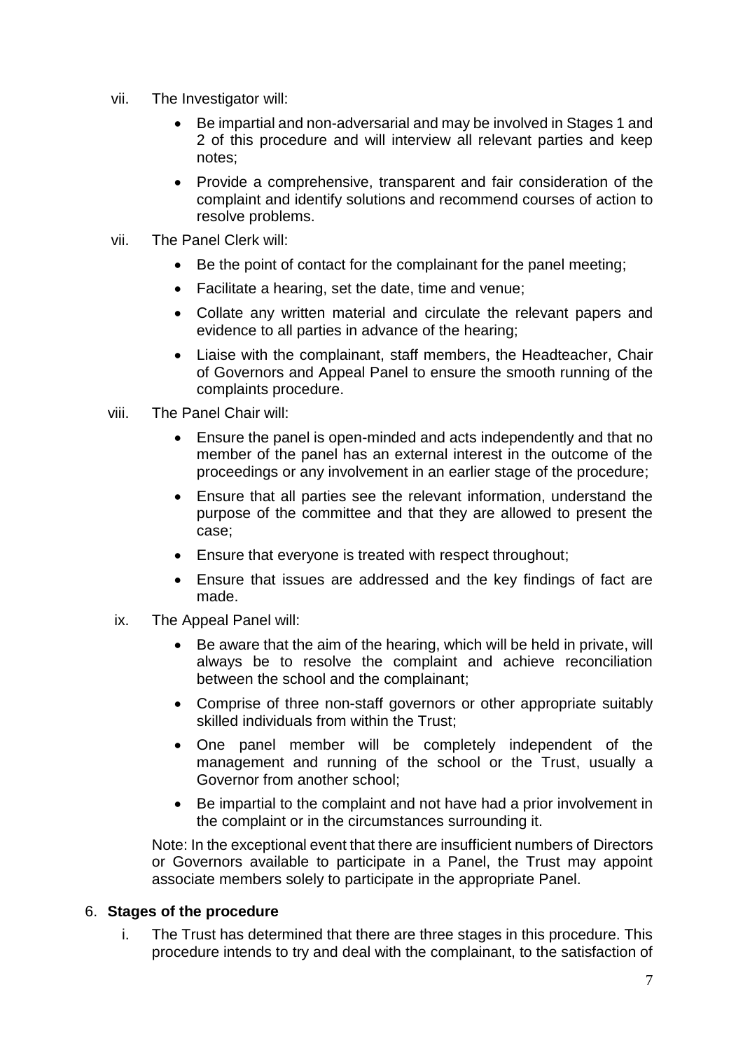vii. The Investigator will:

- Be impartial and non-adversarial and may be involved in Stages 1 and 2 of this procedure and will interview all relevant parties and keep notes;
- Provide a comprehensive, transparent and fair consideration of the complaint and identify solutions and recommend courses of action to resolve problems.

vii. The Panel Clerk will:

- Be the point of contact for the complainant for the panel meeting;
- Facilitate a hearing, set the date, time and venue;
- Collate any written material and circulate the relevant papers and evidence to all parties in advance of the hearing;
- Liaise with the complainant, staff members, the Headteacher, Chair of Governors and Appeal Panel to ensure the smooth running of the complaints procedure.

viii. The Panel Chair will:

- Ensure the panel is open-minded and acts independently and that no member of the panel has an external interest in the outcome of the proceedings or any involvement in an earlier stage of the procedure;
- Ensure that all parties see the relevant information, understand the purpose of the committee and that they are allowed to present the case;
- Ensure that everyone is treated with respect throughout;
- Ensure that issues are addressed and the key findings of fact are made.

ix. The Appeal Panel will:

- Be aware that the aim of the hearing, which will be held in private, will always be to resolve the complaint and achieve reconciliation between the school and the complainant;
- Comprise of three non-staff governors or other appropriate suitably skilled individuals from within the Trust;
- One panel member will be completely independent of the management and running of the school or the Trust, usually a Governor from another school;
- Be impartial to the complaint and not have had a prior involvement in the complaint or in the circumstances surrounding it.

Note: In the exceptional event that there are insufficient numbers of Directors or Governors available to participate in a Panel, the Trust may appoint associate members solely to participate in the appropriate Panel.

6. **Stages of the procedure**

i. The Trust has determined that there are three stages in this procedure. This procedure intends to try and deal with the complainant, to the satisfaction of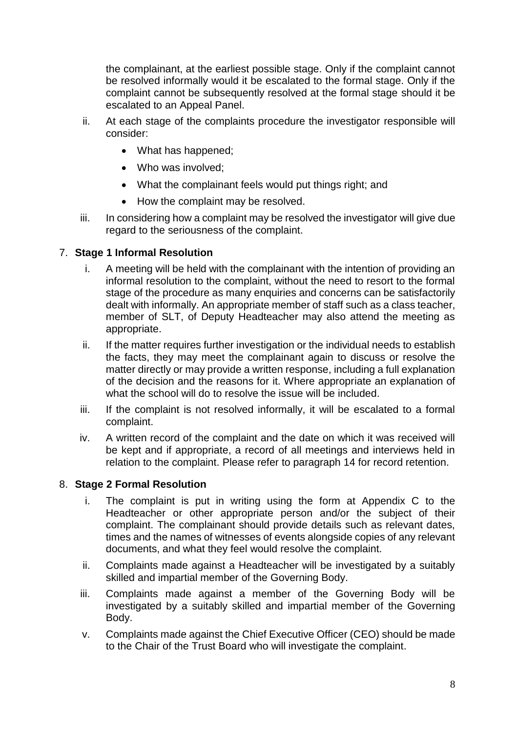the complainant, at the earliest possible stage. Only if the complaint cannot be resolved informally would it be escalated to the formal stage. Only if the complaint cannot be subsequently resolved at the formal stage should it be escalated to an Appeal Panel.

ii. At each stage of the complaints procedure the investigator responsible will consider:

- What has happened;
- Who was involved;
- What the complainant feels would put things right; and
- How the complaint may be resolved.

iii. In considering how a complaint may be resolved the investigator will give due regard to the seriousness of the complaint.

7. **Stage 1 Informal Resolution**

i. A meeting will be held with the complainant with the intention of providing an informal resolution to the complaint, without the need to resort to the formal stage of the procedure as many enquiries and concerns can be satisfactorily dealt with informally. An appropriate member of staff such as a class teacher, member of SLT, of Deputy Headteacher may also attend the meeting as appropriate.

ii. If the matter requires further investigation or the individual needs to establish the facts, they may meet the complainant again to discuss or resolve the matter directly or may provide a written response, including a full explanation of the decision and the reasons for it. Where appropriate an explanation of what the school will do to resolve the issue will be included.

iii. If the complaint is not resolved informally, it will be escalated to a formal complaint.

iv. A written record of the complaint and the date on which it was received will be kept and if appropriate, a record of all meetings and interviews held in relation to the complaint. Please refer to paragraph 14 for record retention.

8. **Stage 2 Formal Resolution**

i. The complaint is put in writing using the form at Appendix C to the Headteacher or other appropriate person and/or the subject of their complaint. The complainant should provide details such as relevant dates, times and the names of witnesses of events alongside copies of any relevant documents, and what they feel would resolve the complaint.

ii. Complaints made against a Headteacher will be investigated by a suitably skilled and impartial member of the Governing Body.

iii. Complaints made against a member of the Governing Body will be investigated by a suitably skilled and impartial member of the Governing Body.

v. Complaints made against the Chief Executive Officer (CEO) should be made to the Chair of the Trust Board who will investigate the complaint.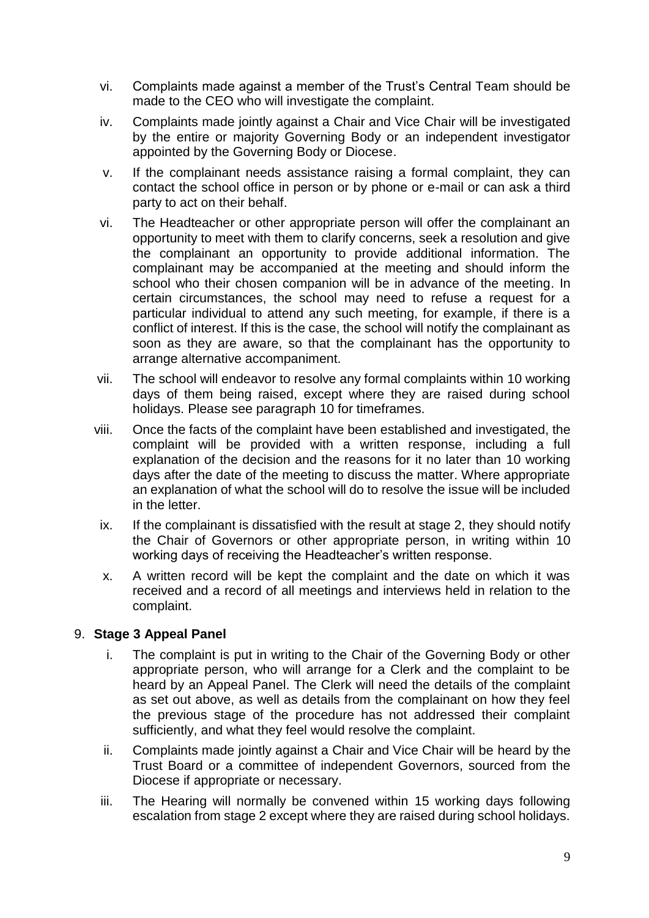vi. Complaints made against a member of the Trust's Central Team should be made to the CEO who will investigate the complaint.

iv. Complaints made jointly against a Chair and Vice Chair will be investigated by the entire or majority Governing Body or an independent investigator appointed by the Governing Body or Diocese.

v. If the complainant needs assistance raising a formal complaint, they can contact the school office in person or by phone or e-mail or can ask a third party to act on their behalf.

vi. The Headteacher or other appropriate person will offer the complainant an opportunity to meet with them to clarify concerns, seek a resolution and give the complainant an opportunity to provide additional information. The complainant may be accompanied at the meeting and should inform the school who their chosen companion will be in advance of the meeting. In certain circumstances, the school may need to refuse a request for a particular individual to attend any such meeting, for example, if there is a conflict of interest. If this is the case, the school will notify the complainant as soon as they are aware, so that the complainant has the opportunity to arrange alternative accompaniment.

vii. The school will endeavor to resolve any formal complaints within 10 working days of them being raised, except where they are raised during school holidays. Please see paragraph 10 for timeframes.

viii. Once the facts of the complaint have been established and investigated, the complaint will be provided with a written response, including a full explanation of the decision and the reasons for it no later than 10 working days after the date of the meeting to discuss the matter. Where appropriate an explanation of what the school will do to resolve the issue will be included in the letter.

ix. If the complainant is dissatisfied with the result at stage 2, they should notify the Chair of Governors or other appropriate person, in writing within 10 working days of receiving the Headteacher's written response.

x. A written record will be kept the complaint and the date on which it was received and a record of all meetings and interviews held in relation to the complaint.

## 9. Stage 3 Appeal Panel

i. The complaint is put in writing to the Chair of the Governing Body or other appropriate person, who will arrange for a Clerk and the complaint to be heard by an Appeal Panel. The Clerk will need the details of the complaint as set out above, as well as details from the complainant on how they feel the previous stage of the procedure has not addressed their complaint sufficiently, and what they feel would resolve the complaint.

ii. Complaints made jointly against a Chair and Vice Chair will be heard by the Trust Board or a committee of independent Governors, sourced from the Diocese if appropriate or necessary.

iii. The Hearing will normally be convened within 15 working days following escalation from stage 2 except where they are raised during school holidays.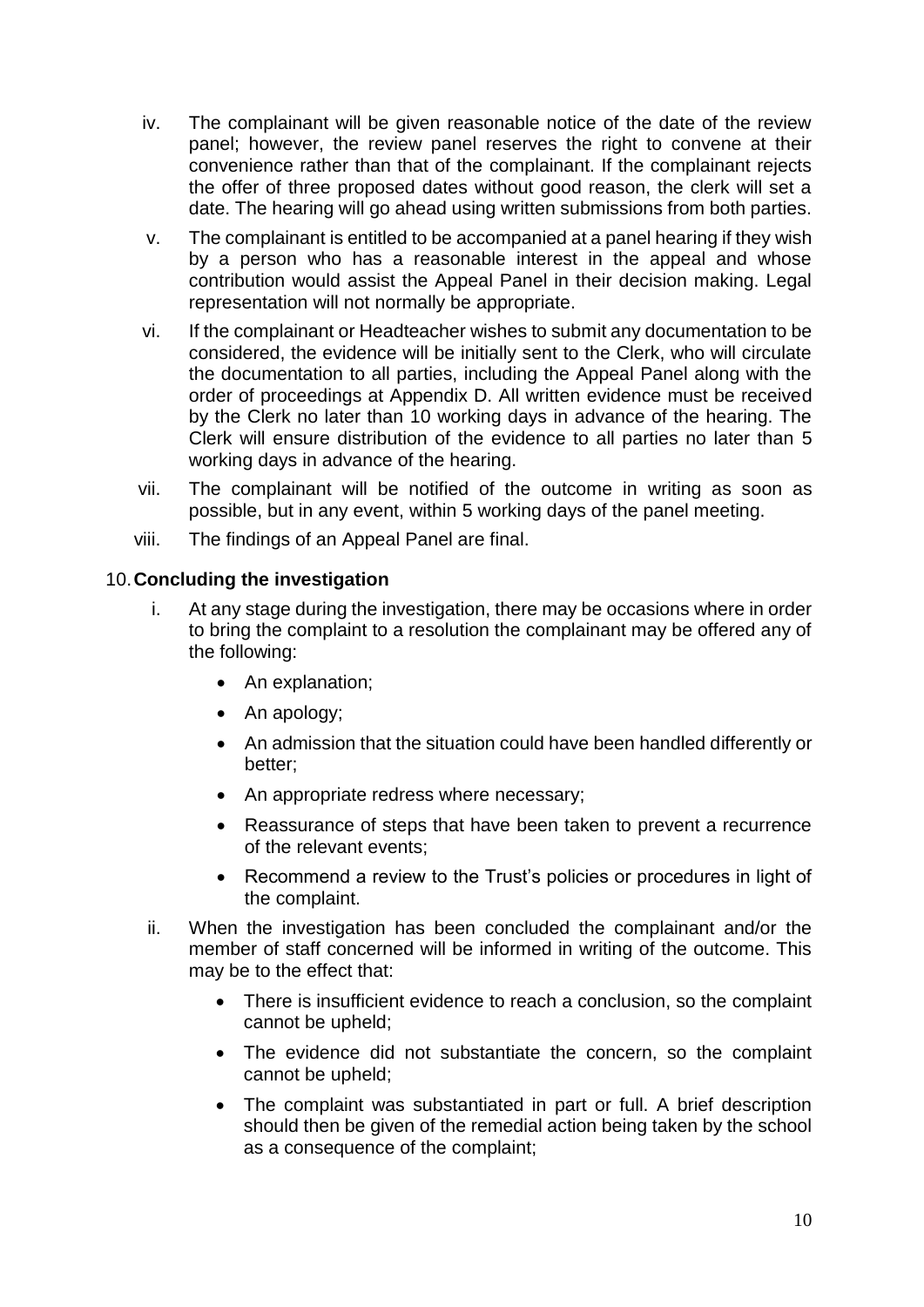iv. The complainant will be given reasonable notice of the date of the review panel; however, the review panel reserves the right to convene at their convenience rather than that of the complainant. If the complainant rejects the offer of three proposed dates without good reason, the clerk will set a date. The hearing will go ahead using written submissions from both parties.

v. The complainant is entitled to be accompanied at a panel hearing if they wish by a person who has a reasonable interest in the appeal and whose contribution would assist the Appeal Panel in their decision making. Legal representation will not normally be appropriate.

vi. If the complainant or Headteacher wishes to submit any documentation to be considered, the evidence will be initially sent to the Clerk, who will circulate the documentation to all parties, including the Appeal Panel along with the order of proceedings at Appendix D. All written evidence must be received by the Clerk no later than 10 working days in advance of the hearing. The Clerk will ensure distribution of the evidence to all parties no later than 5 working days in advance of the hearing.

vii. The complainant will be notified of the outcome in writing as soon as possible, but in any event, within 5 working days of the panel meeting.

viii. The findings of an Appeal Panel are final.

## 10. Concluding the investigation

i. At any stage during the investigation, there may be occasions where in order to bring the complaint to a resolution the complainant may be offered any of the following:

- An explanation;
- An apology;
- An admission that the situation could have been handled differently or better;
- An appropriate redress where necessary;
- Reassurance of steps that have been taken to prevent a recurrence of the relevant events;
- Recommend a review to the Trust's policies or procedures in light of the complaint.

ii. When the investigation has been concluded the complainant and/or the member of staff concerned will be informed in writing of the outcome. This may be to the effect that:

- There is insufficient evidence to reach a conclusion, so the complaint cannot be upheld;
- The evidence did not substantiate the concern, so the complaint cannot be upheld;
- The complaint was substantiated in part or full. A brief description should then be given of the remedial action being taken by the school as a consequence of the complaint;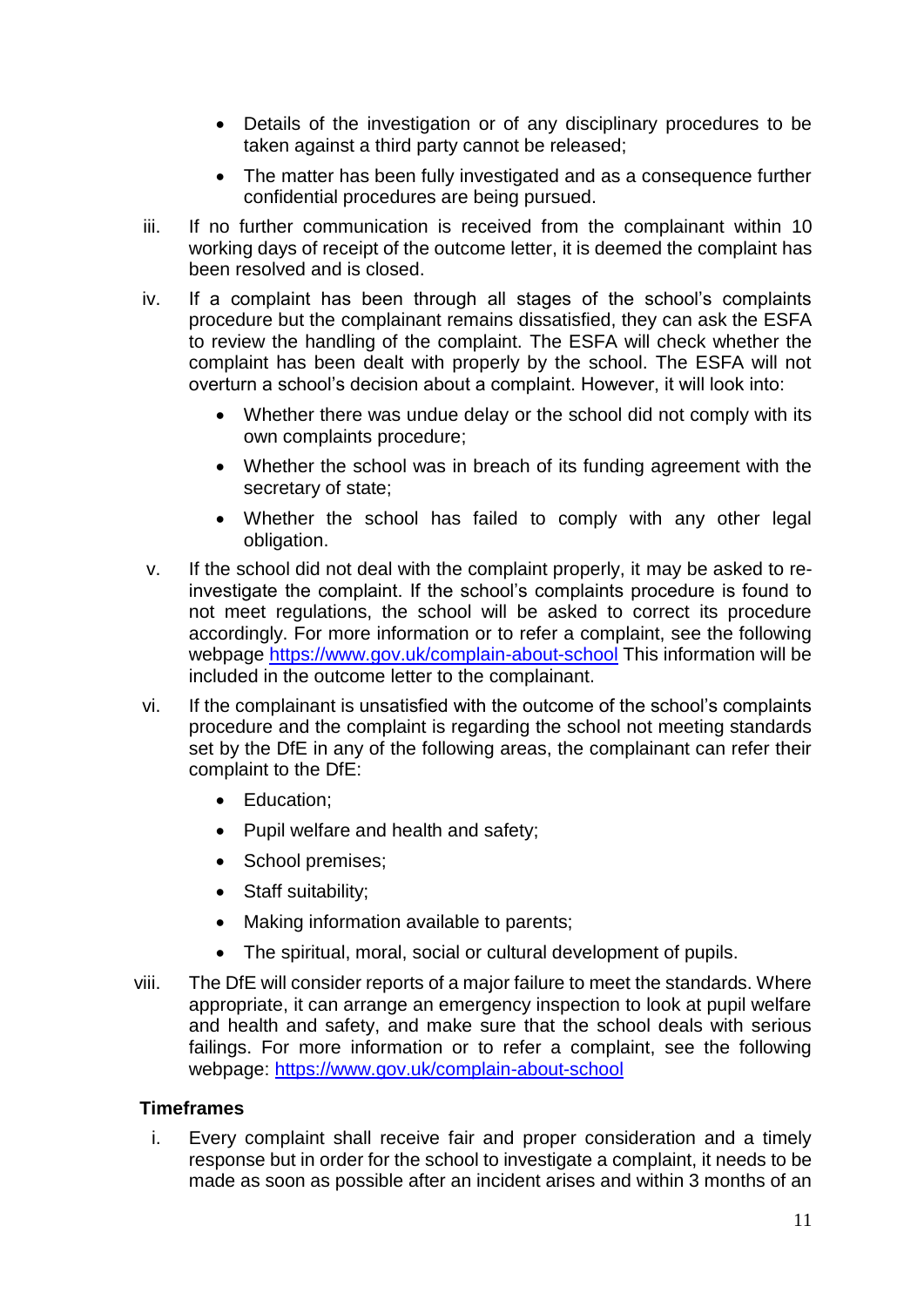- Details of the investigation or of any disciplinary procedures to be taken against a third party cannot be released;
- The matter has been fully investigated and as a consequence further confidential procedures are being pursued.

iii. If no further communication is received from the complainant within 10 working days of receipt of the outcome letter, it is deemed the complaint has been resolved and is closed.

iv. If a complaint has been through all stages of the school's complaints procedure but the complainant remains dissatisfied, they can ask the ESFA to review the handling of the complaint. The ESFA will check whether the complaint has been dealt with properly by the school. The ESFA will not overturn a school's decision about a complaint. However, it will look into:

- Whether there was undue delay or the school did not comply with its own complaints procedure;
- Whether the school was in breach of its funding agreement with the secretary of state;
- Whether the school has failed to comply with any other legal obligation.

v. If the school did not deal with the complaint properly, it may be asked to re-investigate the complaint. If the school's complaints procedure is found to not meet regulations, the school will be asked to correct its procedure accordingly. For more information or to refer a complaint, see the following webpage https://www.gov.uk/complain-about-school This information will be included in the outcome letter to the complainant.

vi. If the complainant is unsatisfied with the outcome of the school's complaints procedure and the complaint is regarding the school not meeting standards set by the DfE in any of the following areas, the complainant can refer their complaint to the DfE:

- Education;
- Pupil welfare and health and safety;
- School premises;
- Staff suitability;
- Making information available to parents;
- The spiritual, moral, social or cultural development of pupils.

viii. The DfE will consider reports of a major failure to meet the standards. Where appropriate, it can arrange an emergency inspection to look at pupil welfare and health and safety, and make sure that the school deals with serious failings. For more information or to refer a complaint, see the following webpage: https://www.gov.uk/complain-about-school

**Timeframes**

i. Every complaint shall receive fair and proper consideration and a timely response but in order for the school to investigate a complaint, it needs to be made as soon as possible after an incident arises and within 3 months of an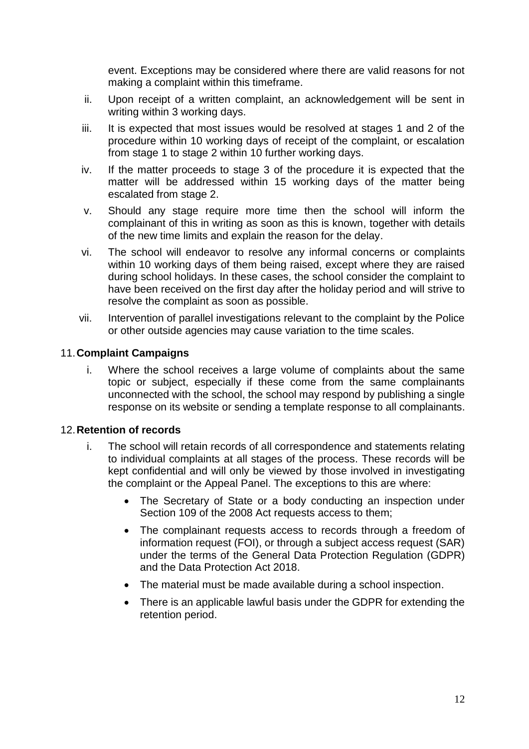event. Exceptions may be considered where there are valid reasons for not making a complaint within this timeframe.

ii. Upon receipt of a written complaint, an acknowledgement will be sent in writing within 3 working days.

iii. It is expected that most issues would be resolved at stages 1 and 2 of the procedure within 10 working days of receipt of the complaint, or escalation from stage 1 to stage 2 within 10 further working days.

iv. If the matter proceeds to stage 3 of the procedure it is expected that the matter will be addressed within 15 working days of the matter being escalated from stage 2.

v. Should any stage require more time then the school will inform the complainant of this in writing as soon as this is known, together with details of the new time limits and explain the reason for the delay.

vi. The school will endeavor to resolve any informal concerns or complaints within 10 working days of them being raised, except where they are raised during school holidays. In these cases, the school consider the complaint to have been received on the first day after the holiday period and will strive to resolve the complaint as soon as possible.

vii. Intervention of parallel investigations relevant to the complaint by the Police or other outside agencies may cause variation to the time scales.

## 11. Complaint Campaigns

i. Where the school receives a large volume of complaints about the same topic or subject, especially if these come from the same complainants unconnected with the school, the school may respond by publishing a single response on its website or sending a template response to all complainants.

## 12. Retention of records

i. The school will retain records of all correspondence and statements relating to individual complaints at all stages of the process. These records will be kept confidential and will only be viewed by those involved in investigating the complaint or the Appeal Panel. The exceptions to this are where:

- The Secretary of State or a body conducting an inspection under Section 109 of the 2008 Act requests access to them;
- The complainant requests access to records through a freedom of information request (FOI), or through a subject access request (SAR) under the terms of the General Data Protection Regulation (GDPR) and the Data Protection Act 2018.
- The material must be made available during a school inspection.
- There is an applicable lawful basis under the GDPR for extending the retention period.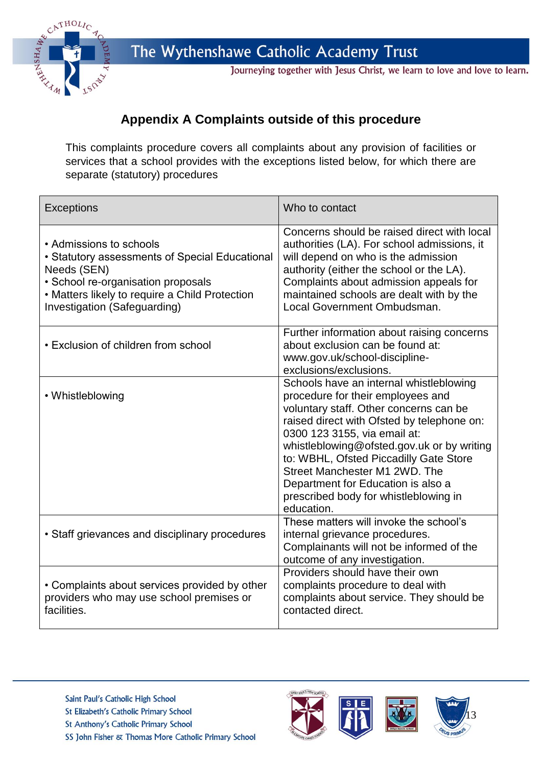## Appendix A Complaints outside of this procedure

This complaints procedure covers all complaints about any provision of facilities or services that a school provides with the exceptions listed below, for which there are separate (statutory) procedures

| Exceptions | Who to contact |
|---|---|
| • Admissions to schools<br>• Statutory assessments of Special Educational Needs (SEN)<br>• School re-organisation proposals<br>• Matters likely to require a Child Protection Investigation (Safeguarding) | Concerns should be raised direct with local authorities (LA). For school admissions, it will depend on who is the admission authority (either the school or the LA). Complaints about admission appeals for maintained schools are dealt with by the Local Government Ombudsman. |
| • Exclusion of children from school | Further information about raising concerns about exclusion can be found at: www.gov.uk/school-discipline-exclusions/exclusions. |
| • Whistleblowing | Schools have an internal whistleblowing procedure for their employees and voluntary staff. Other concerns can be raised direct with Ofsted by telephone on: 0300 123 3155, via email at: whistleblowing@ofsted.gov.uk or by writing to: WBHL, Ofsted Piccadilly Gate Store Street Manchester M1 2WD. The Department for Education is also a prescribed body for whistleblowing in education. |
| • Staff grievances and disciplinary procedures | These matters will invoke the school's internal grievance procedures. Complainants will not be informed of the outcome of any investigation. |
| • Complaints about services provided by other providers who may use school premises or facilities. | Providers should have their own complaints procedure to deal with complaints about service. They should be contacted direct. |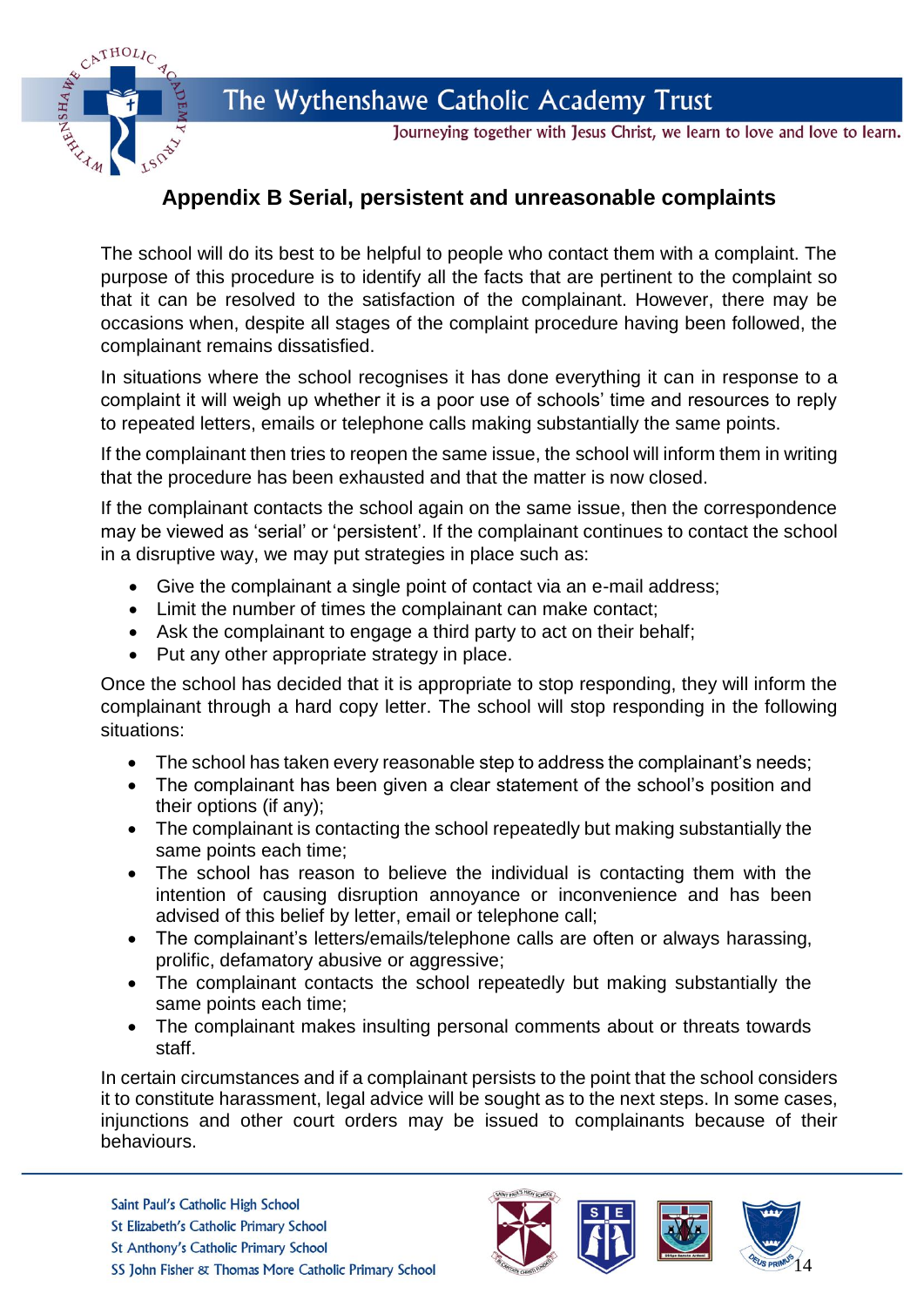## Appendix B Serial, persistent and unreasonable complaints

The school will do its best to be helpful to people who contact them with a complaint. The purpose of this procedure is to identify all the facts that are pertinent to the complaint so that it can be resolved to the satisfaction of the complainant. However, there may be occasions when, despite all stages of the complaint procedure having been followed, the complainant remains dissatisfied.

In situations where the school recognises it has done everything it can in response to a complaint it will weigh up whether it is a poor use of schools' time and resources to reply to repeated letters, emails or telephone calls making substantially the same points.

If the complainant then tries to reopen the same issue, the school will inform them in writing that the procedure has been exhausted and that the matter is now closed.

If the complainant contacts the school again on the same issue, then the correspondence may be viewed as 'serial' or 'persistent'. If the complainant continues to contact the school in a disruptive way, we may put strategies in place such as:

- Give the complainant a single point of contact via an e-mail address;
- Limit the number of times the complainant can make contact;
- Ask the complainant to engage a third party to act on their behalf;
- Put any other appropriate strategy in place.

Once the school has decided that it is appropriate to stop responding, they will inform the complainant through a hard copy letter. The school will stop responding in the following situations:

- The school has taken every reasonable step to address the complainant's needs;
- The complainant has been given a clear statement of the school's position and their options (if any);
- The complainant is contacting the school repeatedly but making substantially the same points each time;
- The school has reason to believe the individual is contacting them with the intention of causing disruption annoyance or inconvenience and has been advised of this belief by letter, email or telephone call;
- The complainant's letters/emails/telephone calls are often or always harassing, prolific, defamatory abusive or aggressive;
- The complainant contacts the school repeatedly but making substantially the same points each time;
- The complainant makes insulting personal comments about or threats towards staff.

In certain circumstances and if a complainant persists to the point that the school considers it to constitute harassment, legal advice will be sought as to the next steps. In some cases, injunctions and other court orders may be issued to complainants because of their behaviours.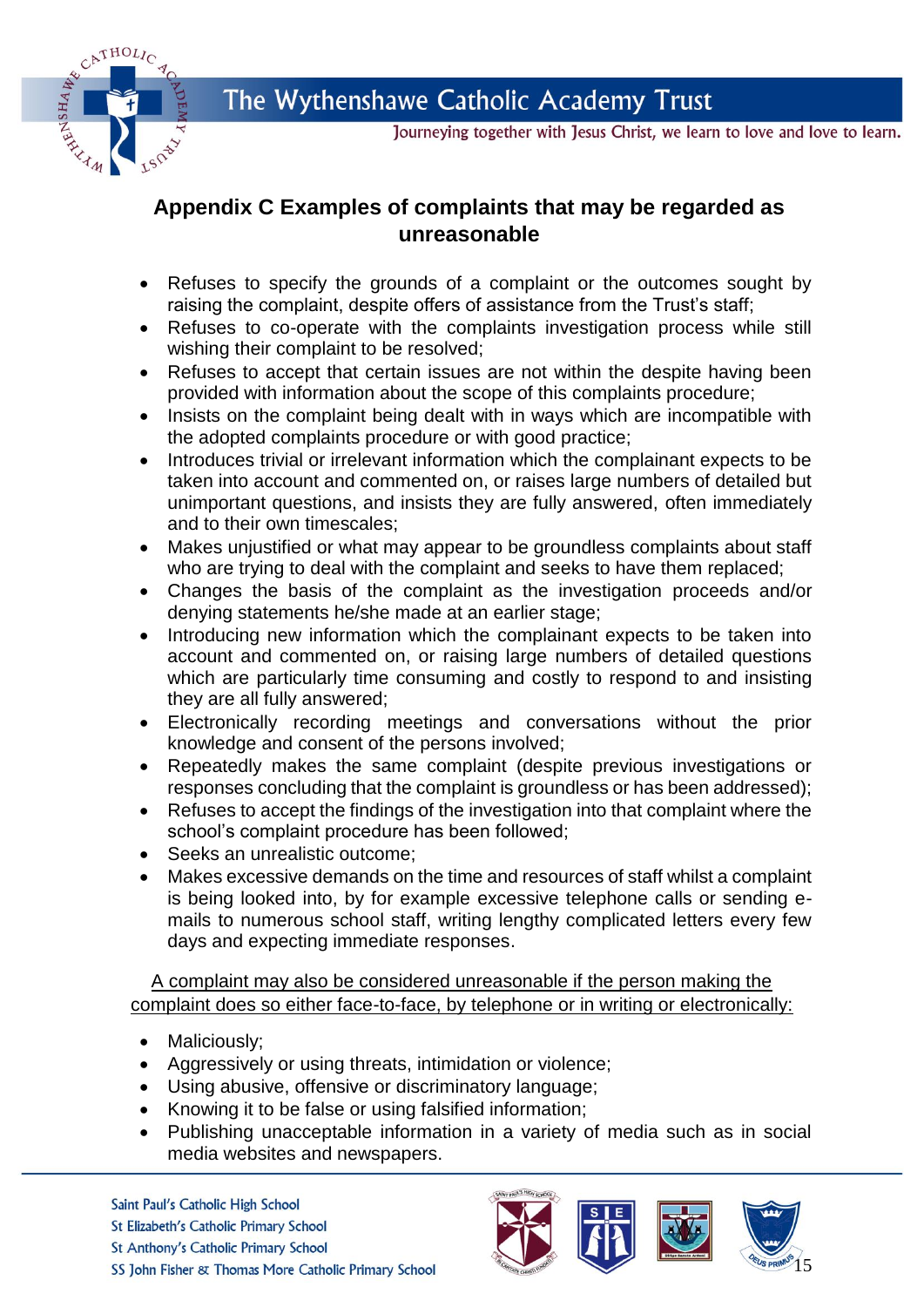## Appendix C Examples of complaints that may be regarded as unreasonable

- Refuses to specify the grounds of a complaint or the outcomes sought by raising the complaint, despite offers of assistance from the Trust's staff;
- Refuses to co-operate with the complaints investigation process while still wishing their complaint to be resolved;
- Refuses to accept that certain issues are not within the despite having been provided with information about the scope of this complaints procedure;
- Insists on the complaint being dealt with in ways which are incompatible with the adopted complaints procedure or with good practice;
- Introduces trivial or irrelevant information which the complainant expects to be taken into account and commented on, or raises large numbers of detailed but unimportant questions, and insists they are fully answered, often immediately and to their own timescales;
- Makes unjustified or what may appear to be groundless complaints about staff who are trying to deal with the complaint and seeks to have them replaced;
- Changes the basis of the complaint as the investigation proceeds and/or denying statements he/she made at an earlier stage;
- Introducing new information which the complainant expects to be taken into account and commented on, or raising large numbers of detailed questions which are particularly time consuming and costly to respond to and insisting they are all fully answered;
- Electronically recording meetings and conversations without the prior knowledge and consent of the persons involved;
- Repeatedly makes the same complaint (despite previous investigations or responses concluding that the complaint is groundless or has been addressed);
- Refuses to accept the findings of the investigation into that complaint where the school's complaint procedure has been followed;
- Seeks an unrealistic outcome;
- Makes excessive demands on the time and resources of staff whilst a complaint is being looked into, by for example excessive telephone calls or sending e-mails to numerous school staff, writing lengthy complicated letters every few days and expecting immediate responses.

A complaint may also be considered unreasonable if the person making the complaint does so either face-to-face, by telephone or in writing or electronically:

- Maliciously;
- Aggressively or using threats, intimidation or violence;
- Using abusive, offensive or discriminatory language;
- Knowing it to be false or using falsified information;
- Publishing unacceptable information in a variety of media such as in social media websites and newspapers.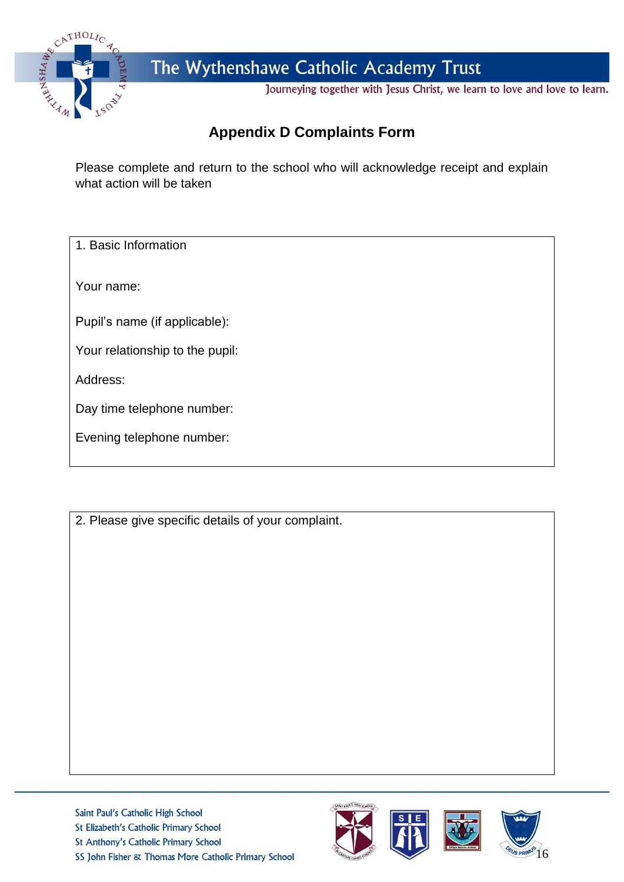## Appendix D Complaints Form

Please complete and return to the school who will acknowledge receipt and explain what action will be taken

| 1. Basic Information |
|---|
| Your name: |
| Pupil's name (if applicable): |
| Your relationship to the pupil: |
| Address: |
| Day time telephone number: |
| Evening telephone number: |

| 2. Please give specific details of your complaint. |
|---|
| |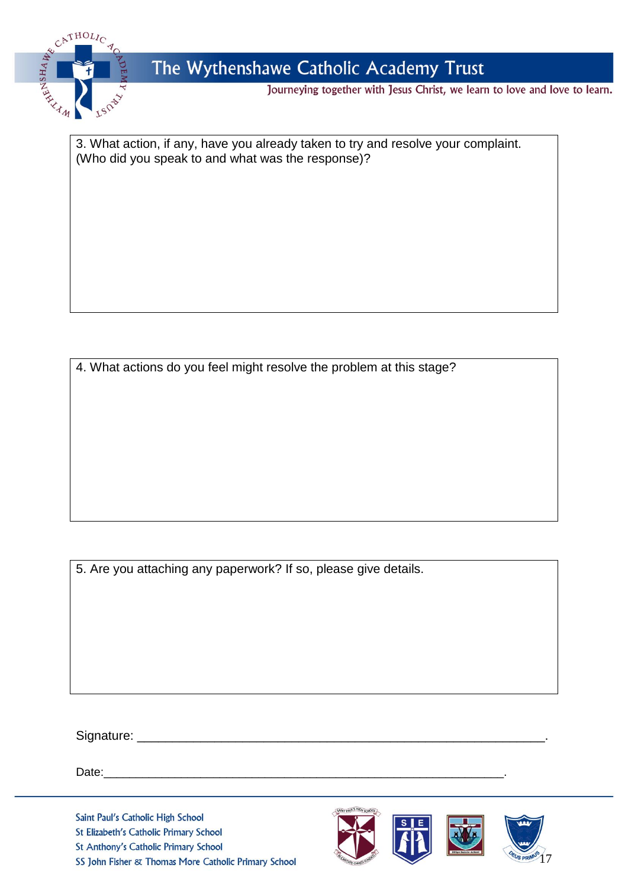3. What action, if any, have you already taken to try and resolve your complaint. (Who did you speak to and what was the response)?

4. What actions do you feel might resolve the problem at this stage?

5. Are you attaching any paperwork? If so, please give details.

Signature: ____________________________________________________________.

Date:_____________________________________________________________.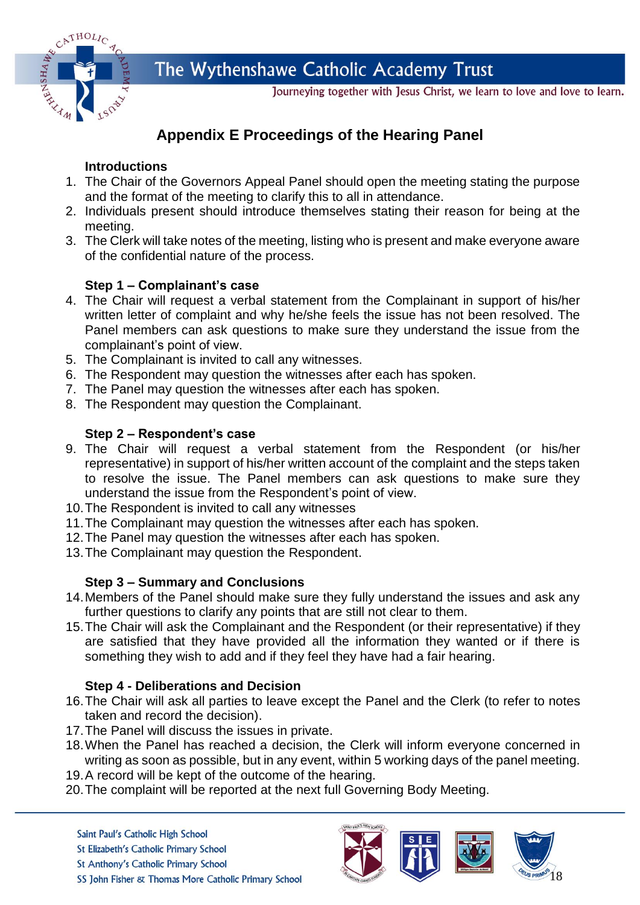## Appendix E Proceedings of the Hearing Panel

**Introductions**

1. The Chair of the Governors Appeal Panel should open the meeting stating the purpose and the format of the meeting to clarify this to all in attendance.
2. Individuals present should introduce themselves stating their reason for being at the meeting.
3. The Clerk will take notes of the meeting, listing who is present and make everyone aware of the confidential nature of the process.

**Step 1 – Complainant's case**

4. The Chair will request a verbal statement from the Complainant in support of his/her written letter of complaint and why he/she feels the issue has not been resolved. The Panel members can ask questions to make sure they understand the issue from the complainant's point of view.
5. The Complainant is invited to call any witnesses.
6. The Respondent may question the witnesses after each has spoken.
7. The Panel may question the witnesses after each has spoken.
8. The Respondent may question the Complainant.

**Step 2 – Respondent's case**

9. The Chair will request a verbal statement from the Respondent (or his/her representative) in support of his/her written account of the complaint and the steps taken to resolve the issue. The Panel members can ask questions to make sure they understand the issue from the Respondent's point of view.
10. The Respondent is invited to call any witnesses
11. The Complainant may question the witnesses after each has spoken.
12. The Panel may question the witnesses after each has spoken.
13. The Complainant may question the Respondent.

**Step 3 – Summary and Conclusions**

14. Members of the Panel should make sure they fully understand the issues and ask any further questions to clarify any points that are still not clear to them.
15. The Chair will ask the Complainant and the Respondent (or their representative) if they are satisfied that they have provided all the information they wanted or if there is something they wish to add and if they feel they have had a fair hearing.

**Step 4 - Deliberations and Decision**

16. The Chair will ask all parties to leave except the Panel and the Clerk (to refer to notes taken and record the decision).
17. The Panel will discuss the issues in private.
18. When the Panel has reached a decision, the Clerk will inform everyone concerned in writing as soon as possible, but in any event, within 5 working days of the panel meeting.
19. A record will be kept of the outcome of the hearing.
20. The complaint will be reported at the next full Governing Body Meeting.